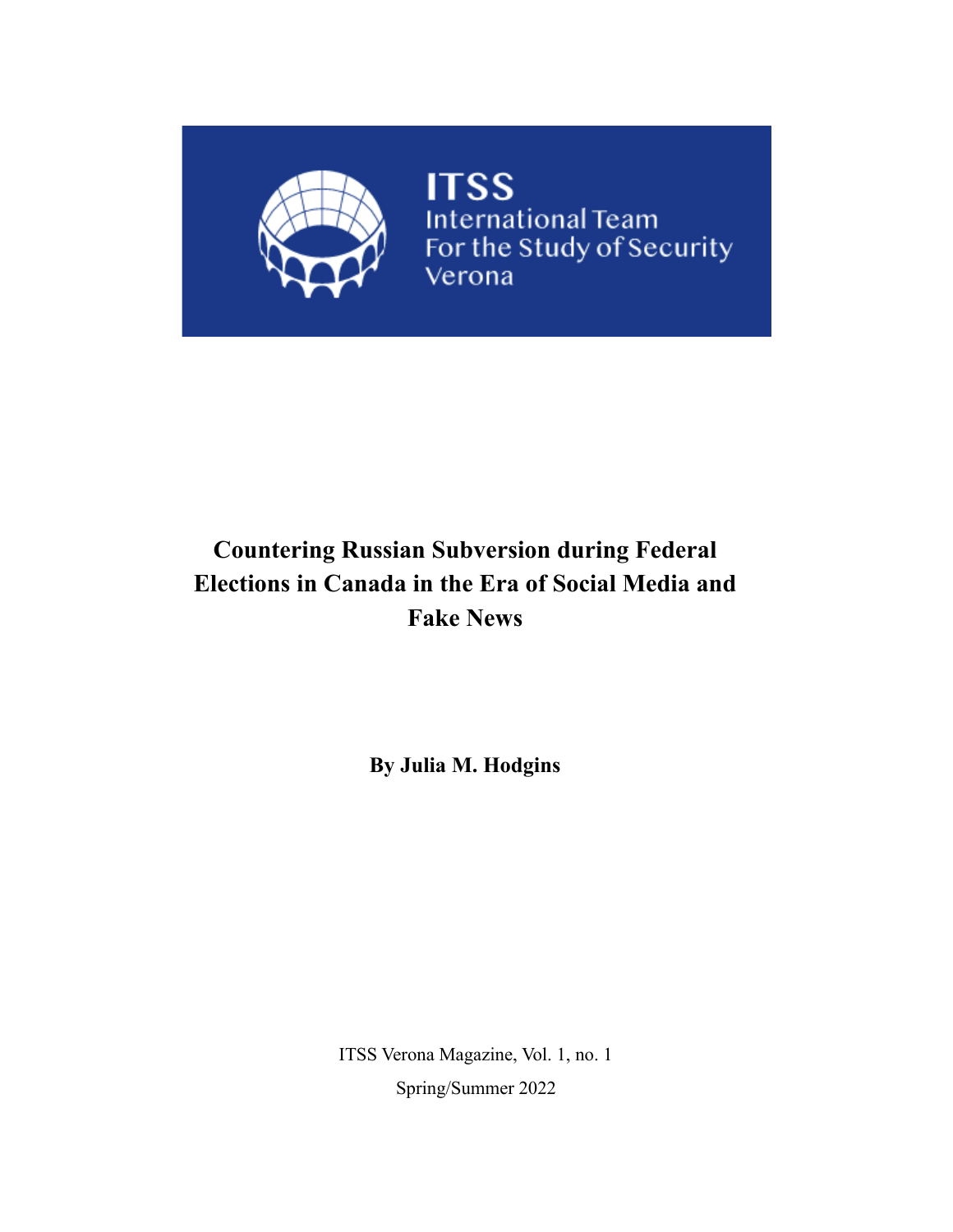ITSS

International Team
For the Study of Security
Verona

# Countering Russian Subversion during Federal Elections in Canada in the Era of Social Media and Fake News

**By Julia M. Hodgins**

ITSS Verona Magazine, Vol. 1, no. 1

Spring/Summer 2022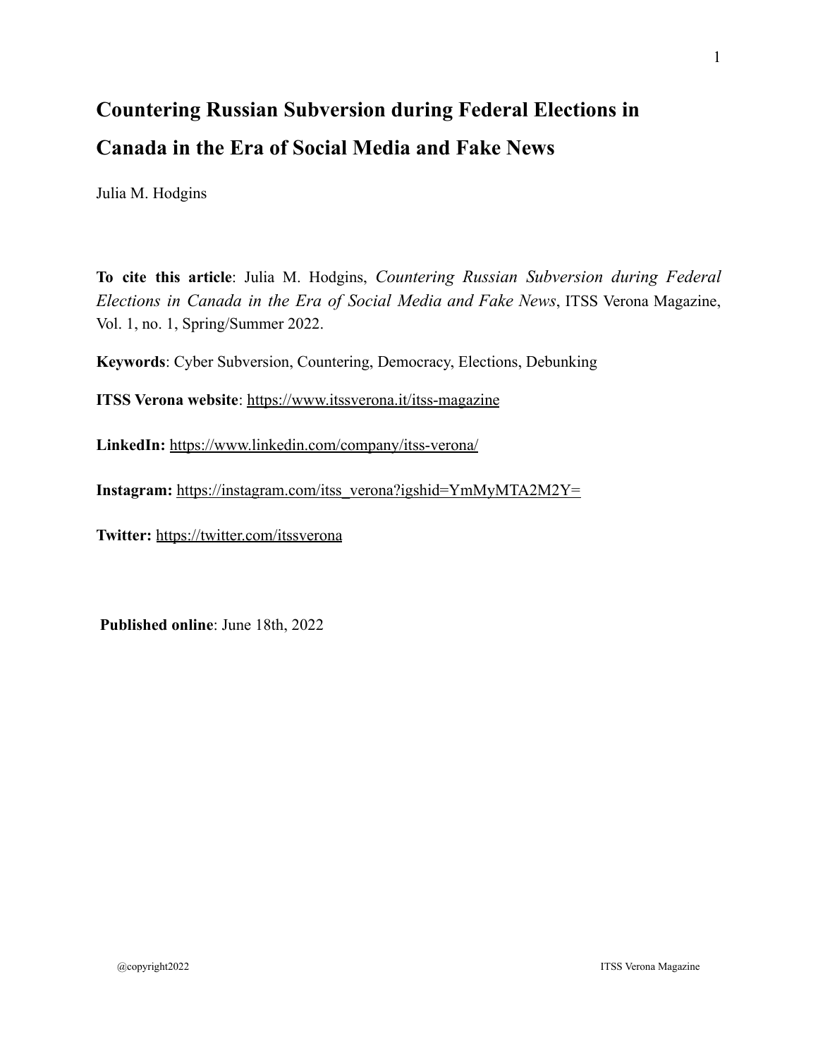# Countering Russian Subversion during Federal Elections in Canada in the Era of Social Media and Fake News

Julia M. Hodgins

**To cite this article**: Julia M. Hodgins, *Countering Russian Subversion during Federal Elections in Canada in the Era of Social Media and Fake News*, ITSS Verona Magazine, Vol. 1, no. 1, Spring/Summer 2022.

**Keywords**: Cyber Subversion, Countering, Democracy, Elections, Debunking

**ITSS Verona website**: https://www.itssverona.it/itss-magazine

**LinkedIn:** https://www.linkedin.com/company/itss-verona/

**Instagram:** https://instagram.com/itss_verona?igshid=YmMyMTA2M2Y=

**Twitter:** https://twitter.com/itssverona

**Published online**: June 18th, 2022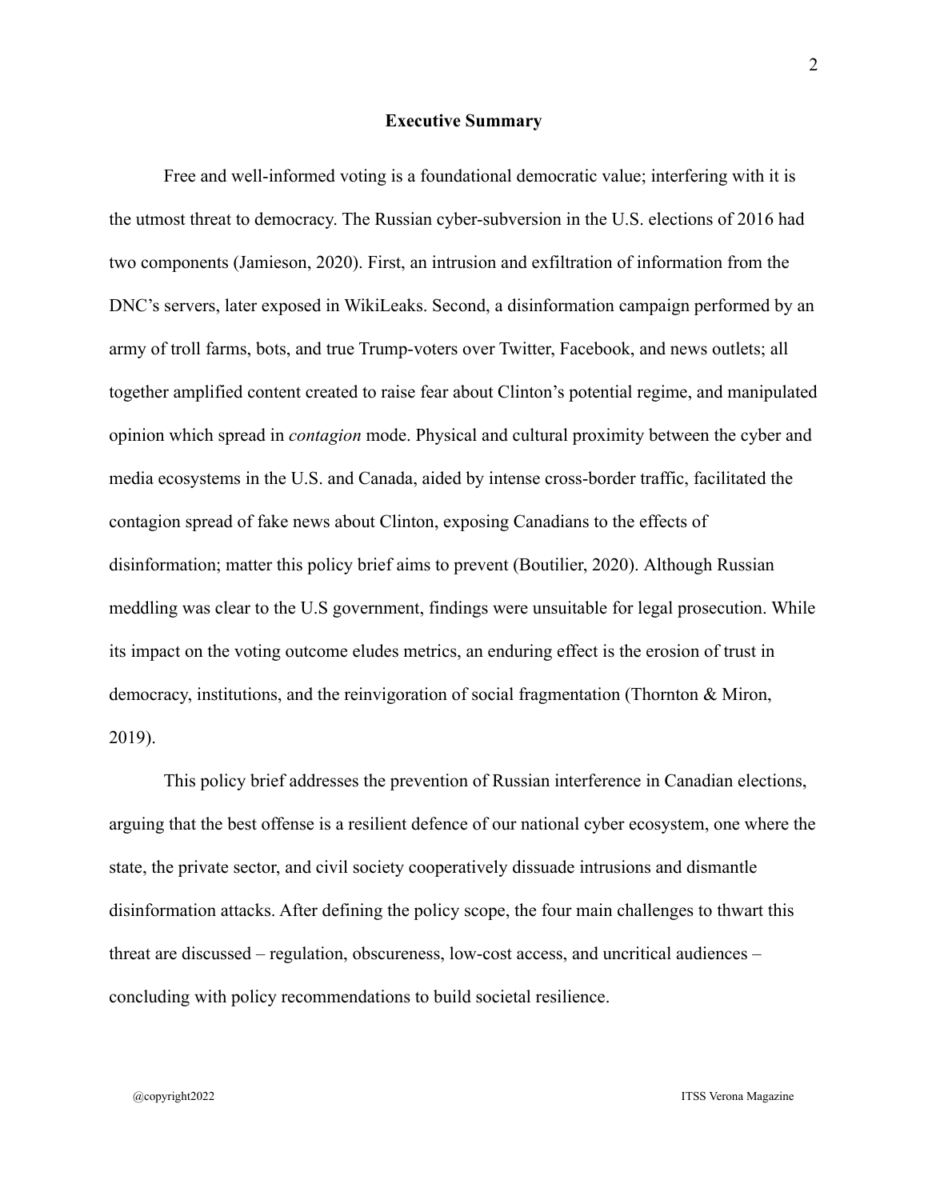## Executive Summary

Free and well-informed voting is a foundational democratic value; interfering with it is the utmost threat to democracy. The Russian cyber-subversion in the U.S. elections of 2016 had two components (Jamieson, 2020). First, an intrusion and exfiltration of information from the DNC's servers, later exposed in WikiLeaks. Second, a disinformation campaign performed by an army of troll farms, bots, and true Trump-voters over Twitter, Facebook, and news outlets; all together amplified content created to raise fear about Clinton's potential regime, and manipulated opinion which spread in *contagion* mode. Physical and cultural proximity between the cyber and media ecosystems in the U.S. and Canada, aided by intense cross-border traffic, facilitated the contagion spread of fake news about Clinton, exposing Canadians to the effects of disinformation; matter this policy brief aims to prevent (Boutilier, 2020). Although Russian meddling was clear to the U.S government, findings were unsuitable for legal prosecution. While its impact on the voting outcome eludes metrics, an enduring effect is the erosion of trust in democracy, institutions, and the reinvigoration of social fragmentation (Thornton & Miron, 2019).

This policy brief addresses the prevention of Russian interference in Canadian elections, arguing that the best offense is a resilient defence of our national cyber ecosystem, one where the state, the private sector, and civil society cooperatively dissuade intrusions and dismantle disinformation attacks. After defining the policy scope, the four main challenges to thwart this threat are discussed – regulation, obscureness, low-cost access, and uncritical audiences – concluding with policy recommendations to build societal resilience.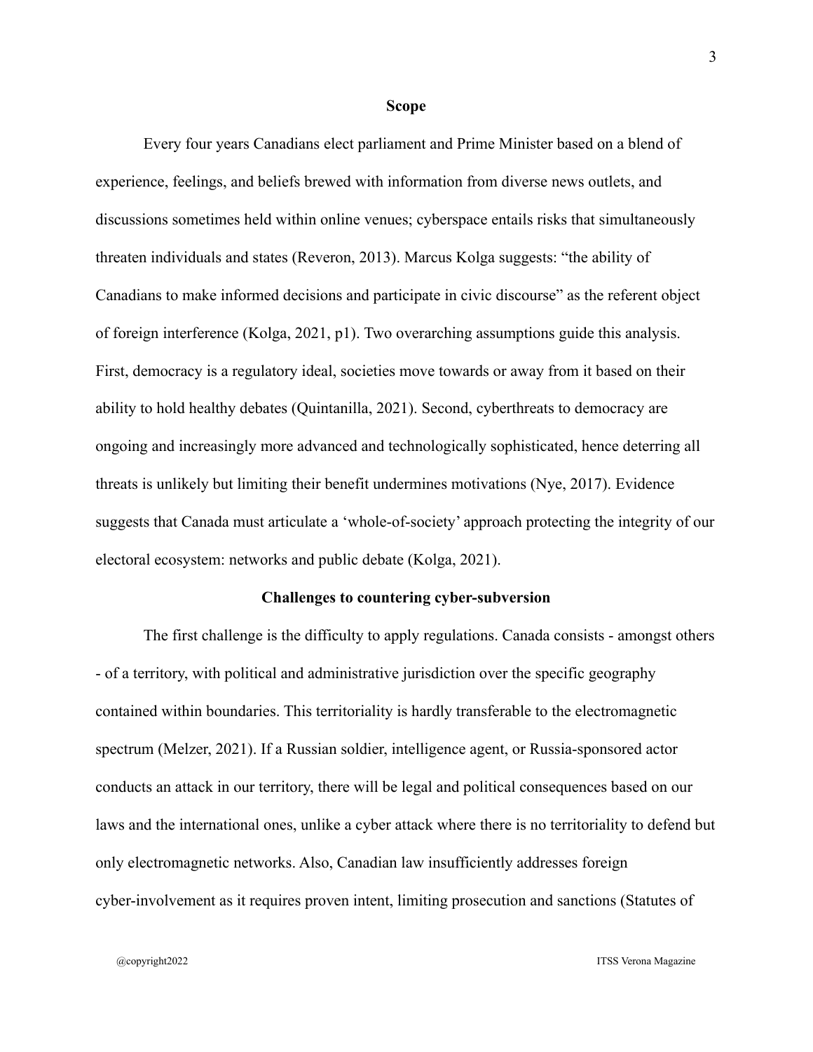## Scope

Every four years Canadians elect parliament and Prime Minister based on a blend of experience, feelings, and beliefs brewed with information from diverse news outlets, and discussions sometimes held within online venues; cyberspace entails risks that simultaneously threaten individuals and states (Reveron, 2013). Marcus Kolga suggests: "the ability of Canadians to make informed decisions and participate in civic discourse" as the referent object of foreign interference (Kolga, 2021, p1). Two overarching assumptions guide this analysis. First, democracy is a regulatory ideal, societies move towards or away from it based on their ability to hold healthy debates (Quintanilla, 2021). Second, cyberthreats to democracy are ongoing and increasingly more advanced and technologically sophisticated, hence deterring all threats is unlikely but limiting their benefit undermines motivations (Nye, 2017). Evidence suggests that Canada must articulate a 'whole-of-society' approach protecting the integrity of our electoral ecosystem: networks and public debate (Kolga, 2021).

## Challenges to countering cyber-subversion

The first challenge is the difficulty to apply regulations. Canada consists - amongst others - of a territory, with political and administrative jurisdiction over the specific geography contained within boundaries. This territoriality is hardly transferable to the electromagnetic spectrum (Melzer, 2021). If a Russian soldier, intelligence agent, or Russia-sponsored actor conducts an attack in our territory, there will be legal and political consequences based on our laws and the international ones, unlike a cyber attack where there is no territoriality to defend but only electromagnetic networks. Also, Canadian law insufficiently addresses foreign cyber-involvement as it requires proven intent, limiting prosecution and sanctions (Statutes of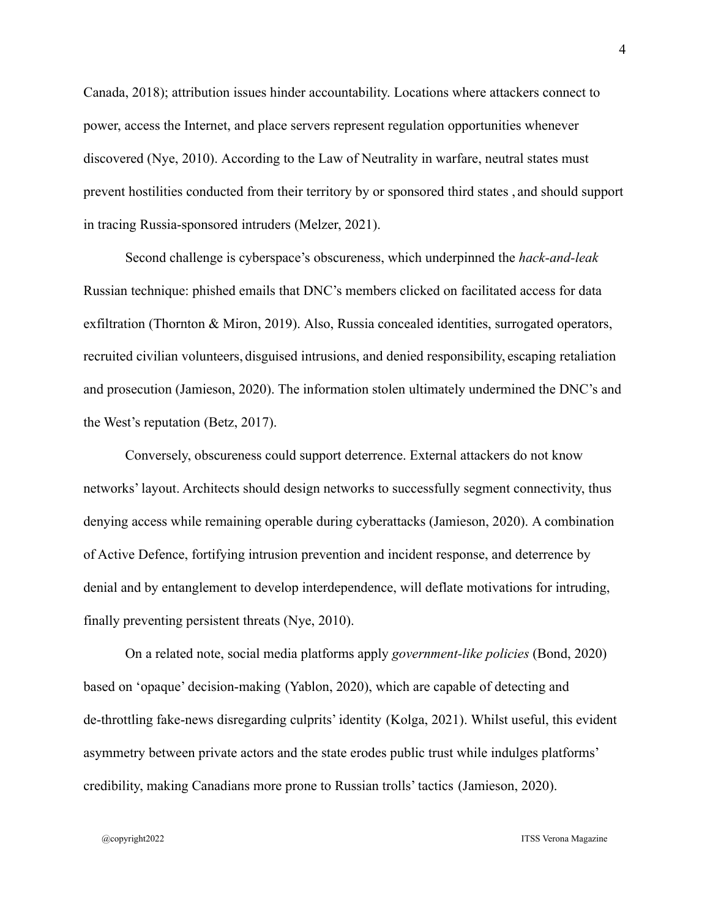Canada, 2018); attribution issues hinder accountability. Locations where attackers connect to power, access the Internet, and place servers represent regulation opportunities whenever discovered (Nye, 2010). According to the Law of Neutrality in warfare, neutral states must prevent hostilities conducted from their territory by or sponsored third states , and should support in tracing Russia-sponsored intruders (Melzer, 2021).

Second challenge is cyberspace's obscureness, which underpinned the *hack-and-leak* Russian technique: phished emails that DNC's members clicked on facilitated access for data exfiltration (Thornton & Miron, 2019). Also, Russia concealed identities, surrogated operators, recruited civilian volunteers, disguised intrusions, and denied responsibility, escaping retaliation and prosecution (Jamieson, 2020). The information stolen ultimately undermined the DNC's and the West's reputation (Betz, 2017).

Conversely, obscureness could support deterrence. External attackers do not know networks' layout. Architects should design networks to successfully segment connectivity, thus denying access while remaining operable during cyberattacks (Jamieson, 2020). A combination of Active Defence, fortifying intrusion prevention and incident response, and deterrence by denial and by entanglement to develop interdependence, will deflate motivations for intruding, finally preventing persistent threats (Nye, 2010).

On a related note, social media platforms apply *government-like policies* (Bond, 2020) based on 'opaque' decision-making (Yablon, 2020), which are capable of detecting and de-throttling fake-news disregarding culprits' identity (Kolga, 2021). Whilst useful, this evident asymmetry between private actors and the state erodes public trust while indulges platforms' credibility, making Canadians more prone to Russian trolls' tactics (Jamieson, 2020).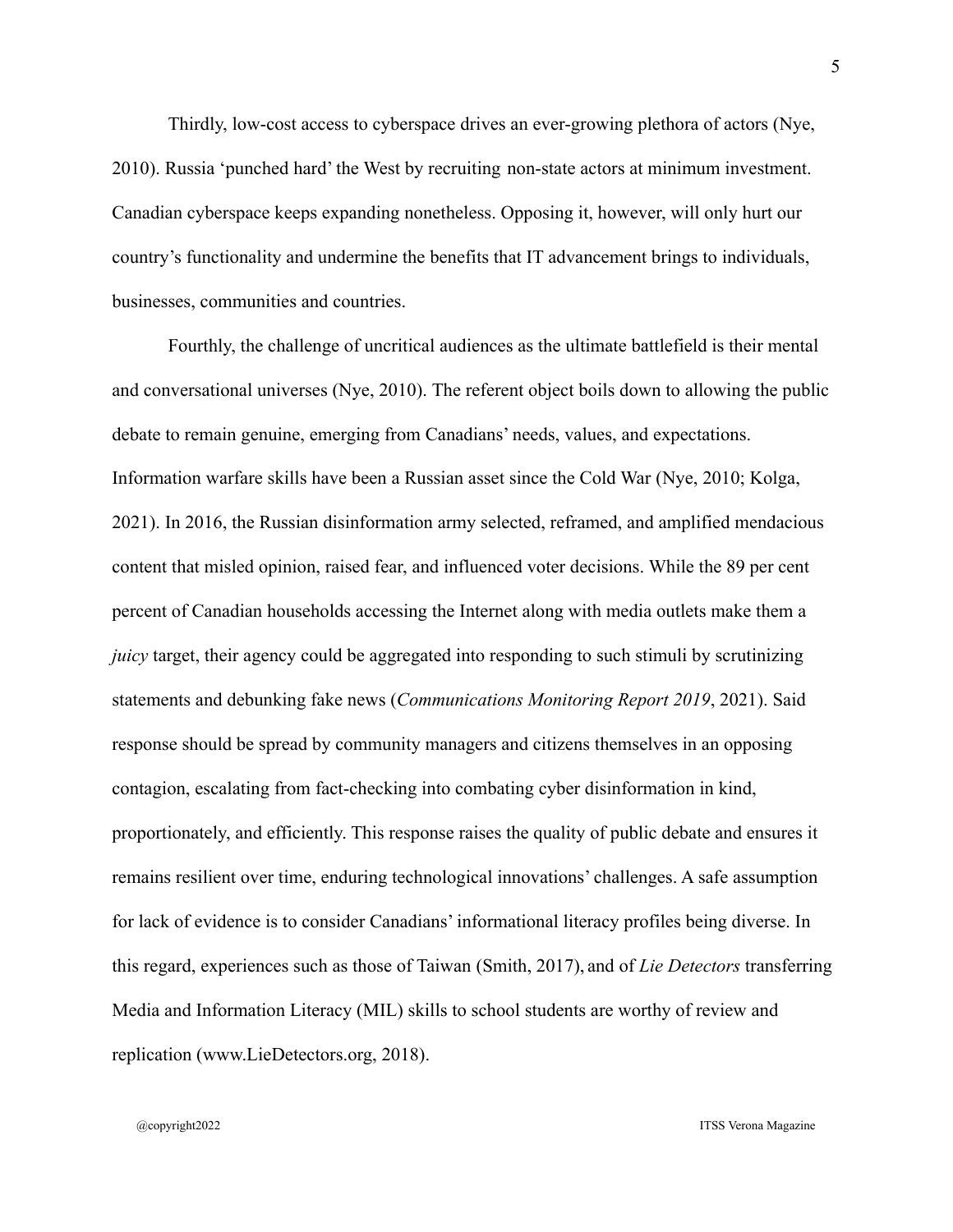Thirdly, low-cost access to cyberspace drives an ever-growing plethora of actors (Nye, 2010). Russia 'punched hard' the West by recruiting non-state actors at minimum investment. Canadian cyberspace keeps expanding nonetheless. Opposing it, however, will only hurt our country's functionality and undermine the benefits that IT advancement brings to individuals, businesses, communities and countries.

Fourthly, the challenge of uncritical audiences as the ultimate battlefield is their mental and conversational universes (Nye, 2010). The referent object boils down to allowing the public debate to remain genuine, emerging from Canadians' needs, values, and expectations. Information warfare skills have been a Russian asset since the Cold War (Nye, 2010; Kolga, 2021). In 2016, the Russian disinformation army selected, reframed, and amplified mendacious content that misled opinion, raised fear, and influenced voter decisions. While the 89 per cent percent of Canadian households accessing the Internet along with media outlets make them a *juicy* target, their agency could be aggregated into responding to such stimuli by scrutinizing statements and debunking fake news (*Communications Monitoring Report 2019*, 2021). Said response should be spread by community managers and citizens themselves in an opposing contagion, escalating from fact-checking into combating cyber disinformation in kind, proportionately, and efficiently. This response raises the quality of public debate and ensures it remains resilient over time, enduring technological innovations' challenges. A safe assumption for lack of evidence is to consider Canadians' informational literacy profiles being diverse. In this regard, experiences such as those of Taiwan (Smith, 2017), and of *Lie Detectors* transferring Media and Information Literacy (MIL) skills to school students are worthy of review and replication (www.LieDetectors.org, 2018).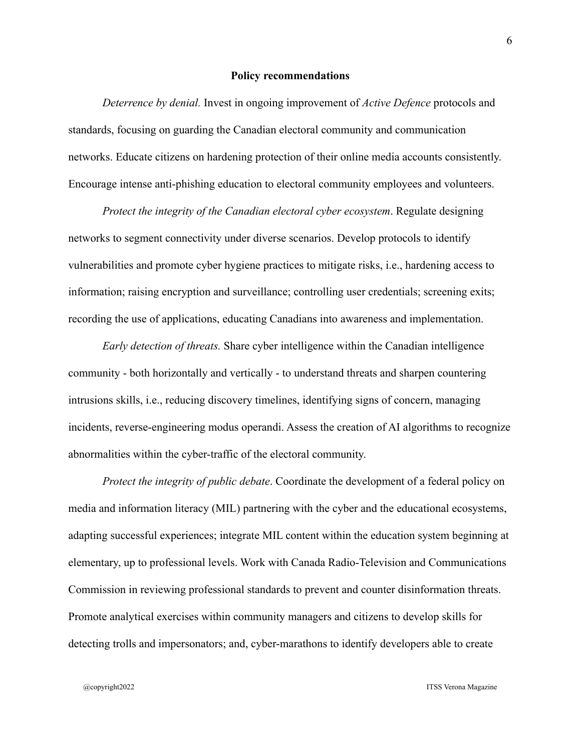**Policy recommendations**

*Deterrence by denial.* Invest in ongoing improvement of *Active Defence* protocols and standards, focusing on guarding the Canadian electoral community and communication networks. Educate citizens on hardening protection of their online media accounts consistently. Encourage intense anti-phishing education to electoral community employees and volunteers.

*Protect the integrity of the Canadian electoral cyber ecosystem*. Regulate designing networks to segment connectivity under diverse scenarios. Develop protocols to identify vulnerabilities and promote cyber hygiene practices to mitigate risks, i.e., hardening access to information; raising encryption and surveillance; controlling user credentials; screening exits; recording the use of applications, educating Canadians into awareness and implementation.

*Early detection of threats.* Share cyber intelligence within the Canadian intelligence community - both horizontally and vertically - to understand threats and sharpen countering intrusions skills, i.e., reducing discovery timelines, identifying signs of concern, managing incidents, reverse-engineering modus operandi. Assess the creation of AI algorithms to recognize abnormalities within the cyber-traffic of the electoral community.

*Protect the integrity of public debate*. Coordinate the development of a federal policy on media and information literacy (MIL) partnering with the cyber and the educational ecosystems, adapting successful experiences; integrate MIL content within the education system beginning at elementary, up to professional levels. Work with Canada Radio-Television and Communications Commission in reviewing professional standards to prevent and counter disinformation threats. Promote analytical exercises within community managers and citizens to develop skills for detecting trolls and impersonators; and, cyber-marathons to identify developers able to create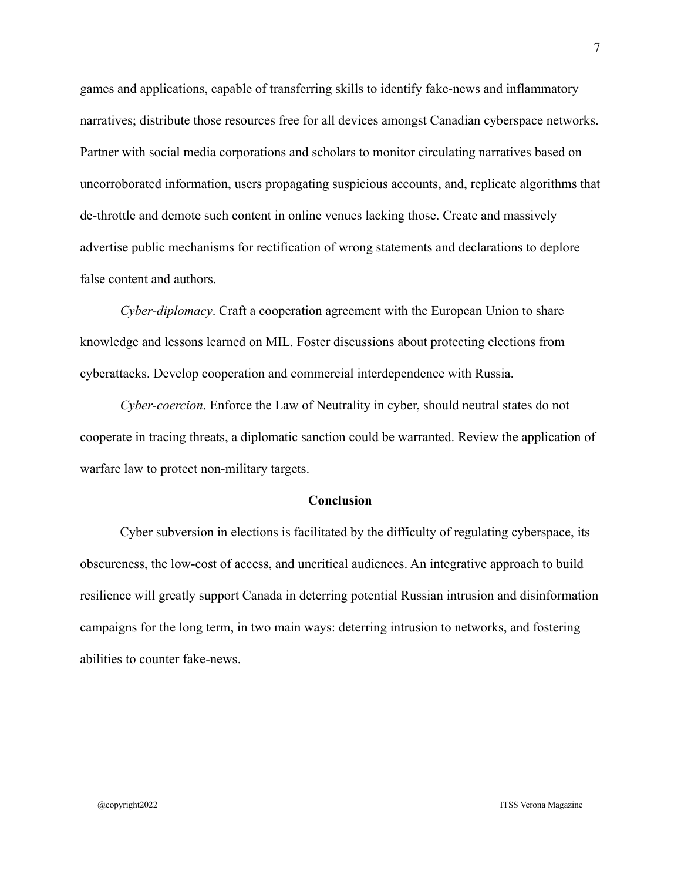games and applications, capable of transferring skills to identify fake-news and inflammatory narratives; distribute those resources free for all devices amongst Canadian cyberspace networks. Partner with social media corporations and scholars to monitor circulating narratives based on uncorroborated information, users propagating suspicious accounts, and, replicate algorithms that de-throttle and demote such content in online venues lacking those. Create and massively advertise public mechanisms for rectification of wrong statements and declarations to deplore false content and authors.

*Cyber-diplomacy*. Craft a cooperation agreement with the European Union to share knowledge and lessons learned on MIL. Foster discussions about protecting elections from cyberattacks. Develop cooperation and commercial interdependence with Russia.

*Cyber-coercion*. Enforce the Law of Neutrality in cyber, should neutral states do not cooperate in tracing threats, a diplomatic sanction could be warranted. Review the application of warfare law to protect non-military targets.

## Conclusion

Cyber subversion in elections is facilitated by the difficulty of regulating cyberspace, its obscureness, the low-cost of access, and uncritical audiences. An integrative approach to build resilience will greatly support Canada in deterring potential Russian intrusion and disinformation campaigns for the long term, in two main ways: deterring intrusion to networks, and fostering abilities to counter fake-news.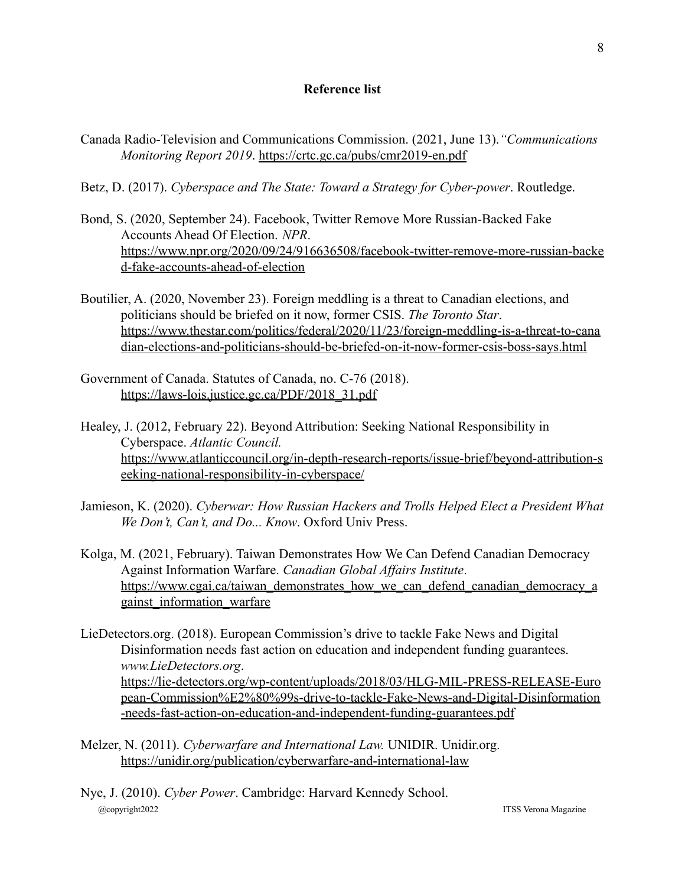**Reference list**

Canada Radio-Television and Communications Commission. (2021, June 13). *"Communications Monitoring Report 2019*. https://crtc.gc.ca/pubs/cmr2019-en.pdf

Betz, D. (2017). *Cyberspace and The State: Toward a Strategy for Cyber-power*. Routledge.

Bond, S. (2020, September 24). Facebook, Twitter Remove More Russian-Backed Fake Accounts Ahead Of Election. *NPR*. https://www.npr.org/2020/09/24/916636508/facebook-twitter-remove-more-russian-backed-fake-accounts-ahead-of-election

Boutilier, A. (2020, November 23). Foreign meddling is a threat to Canadian elections, and politicians should be briefed on it now, former CSIS. *The Toronto Star*. https://www.thestar.com/politics/federal/2020/11/23/foreign-meddling-is-a-threat-to-canadian-elections-and-politicians-should-be-briefed-on-it-now-former-csis-boss-says.html

Government of Canada. Statutes of Canada, no. C-76 (2018). https://laws-lois.justice.gc.ca/PDF/2018_31.pdf

Healey, J. (2012, February 22). Beyond Attribution: Seeking National Responsibility in Cyberspace. *Atlantic Council.* https://www.atlanticcouncil.org/in-depth-research-reports/issue-brief/beyond-attribution-seeking-national-responsibility-in-cyberspace/

Jamieson, K. (2020). *Cyberwar: How Russian Hackers and Trolls Helped Elect a President What We Don't, Can't, and Do... Know*. Oxford Univ Press.

Kolga, M. (2021, February). Taiwan Demonstrates How We Can Defend Canadian Democracy Against Information Warfare. *Canadian Global Affairs Institute*. https://www.cgai.ca/taiwan_demonstrates_how_we_can_defend_canadian_democracy_against_information_warfare

LieDetectors.org. (2018). European Commission's drive to tackle Fake News and Digital Disinformation needs fast action on education and independent funding guarantees. *www.LieDetectors.org*. https://lie-detectors.org/wp-content/uploads/2018/03/HLG-MIL-PRESS-RELEASE-European-Commission%E2%80%99s-drive-to-tackle-Fake-News-and-Digital-Disinformation-needs-fast-action-on-education-and-independent-funding-guarantees.pdf

Melzer, N. (2011). *Cyberwarfare and International Law.* UNIDIR. Unidir.org. https://unidir.org/publication/cyberwarfare-and-international-law

Nye, J. (2010). *Cyber Power*. Cambridge: Harvard Kennedy School.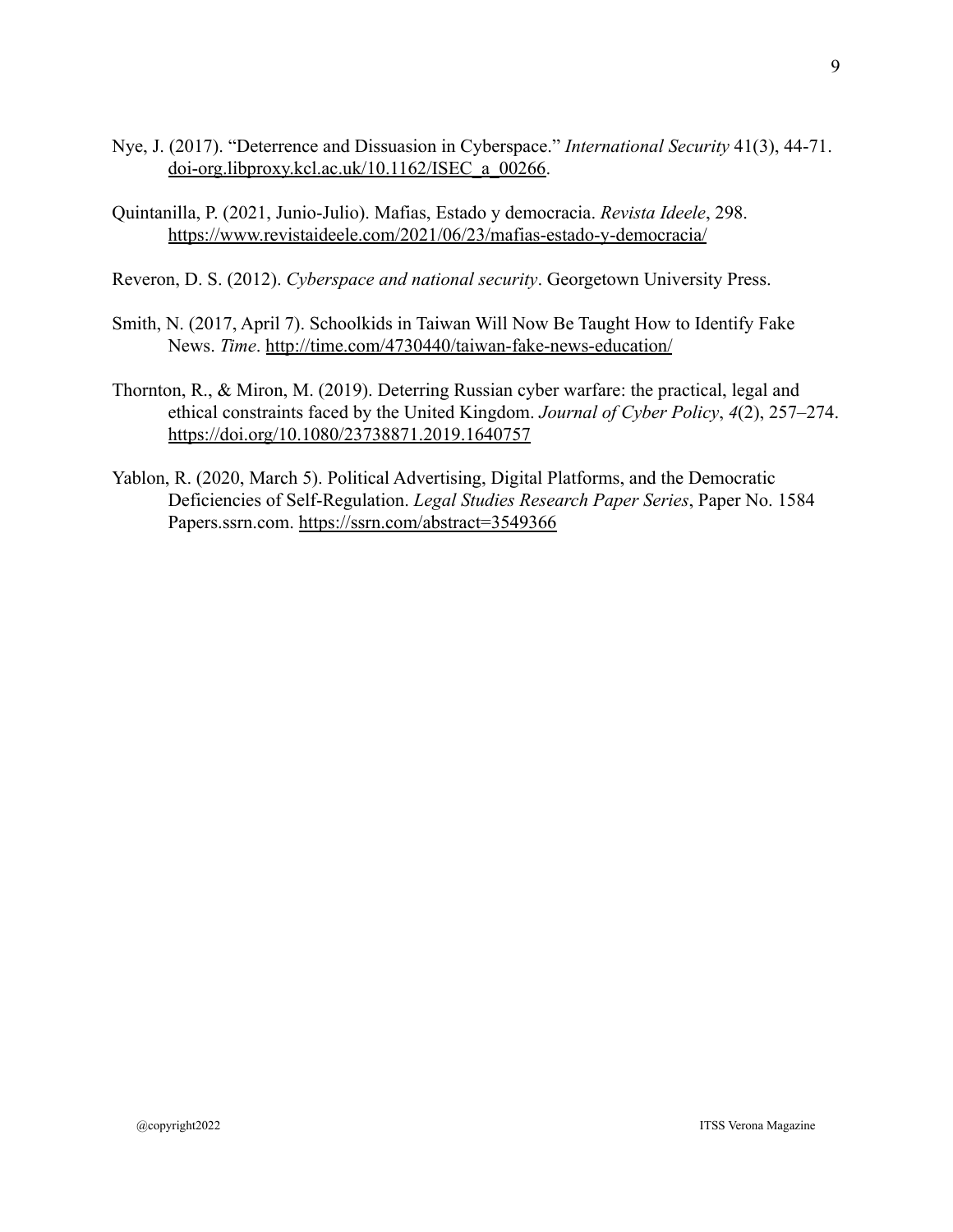Nye, J. (2017). "Deterrence and Dissuasion in Cyberspace." *International Security* 41(3), 44-71. doi-org.libproxy.kcl.ac.uk/10.1162/ISEC_a_00266.

Quintanilla, P. (2021, Junio-Julio). Mafias, Estado y democracia. *Revista Ideele*, 298. https://www.revistaideele.com/2021/06/23/mafias-estado-y-democracia/

Reveron, D. S. (2012). *Cyberspace and national security*. Georgetown University Press.

Smith, N. (2017, April 7). Schoolkids in Taiwan Will Now Be Taught How to Identify Fake News. *Time*. http://time.com/4730440/taiwan-fake-news-education/

Thornton, R., & Miron, M. (2019). Deterring Russian cyber warfare: the practical, legal and ethical constraints faced by the United Kingdom. *Journal of Cyber Policy*, *4*(2), 257–274. https://doi.org/10.1080/23738871.2019.1640757

Yablon, R. (2020, March 5). Political Advertising, Digital Platforms, and the Democratic Deficiencies of Self-Regulation. *Legal Studies Research Paper Series*, Paper No. 1584 Papers.ssrn.com. https://ssrn.com/abstract=3549366